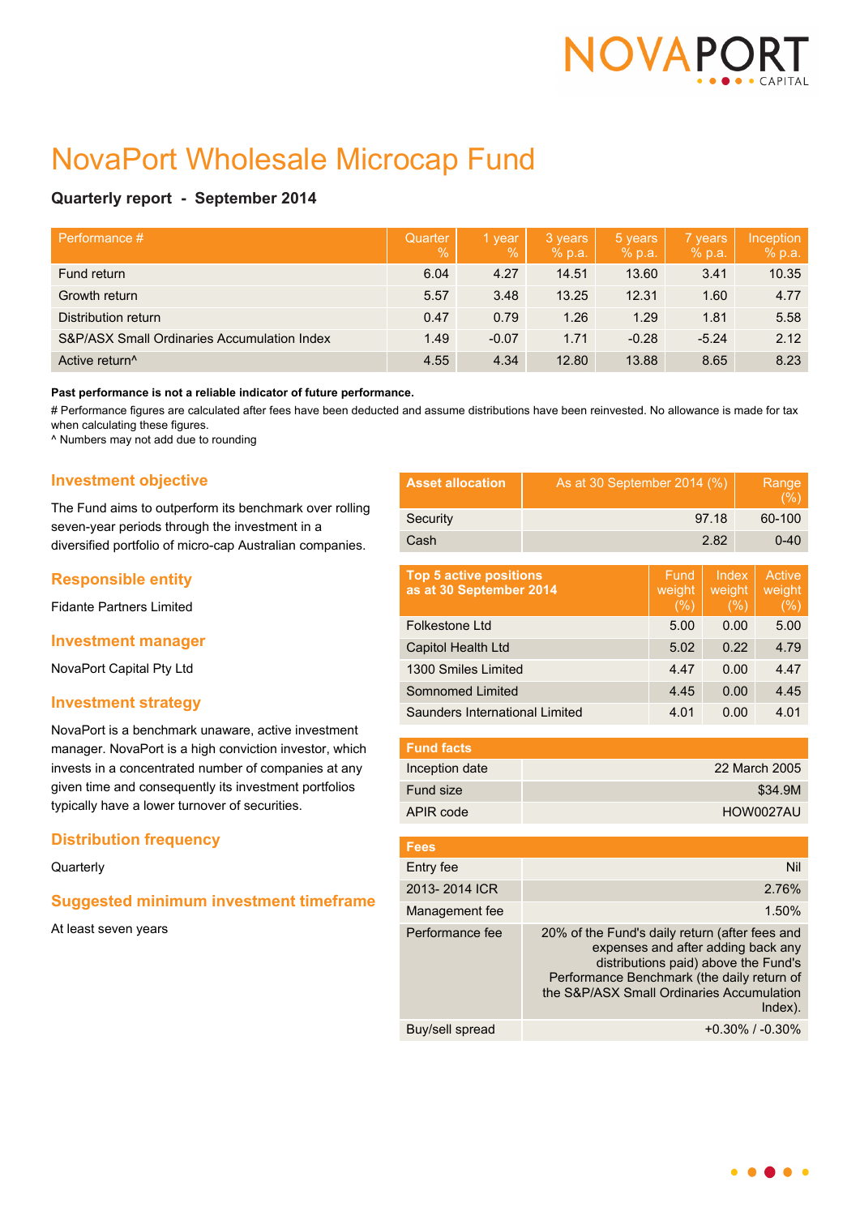# NovaPort Wholesale Microcap Fund

**Quarterly report - September 2014**

| Performance # | Quarter % | 1 year % | 3 years % p.a. | 5 years % p.a. | 7 years % p.a. | Inception % p.a. |
|---|---|---|---|---|---|---|
| Fund return | 6.04 | 4.27 | 14.51 | 13.60 | 3.41 | 10.35 |
| Growth return | 5.57 | 3.48 | 13.25 | 12.31 | 1.60 | 4.77 |
| Distribution return | 0.47 | 0.79 | 1.26 | 1.29 | 1.81 | 5.58 |
| S&P/ASX Small Ordinaries Accumulation Index | 1.49 | -0.07 | 1.71 | -0.28 | -5.24 | 2.12 |
| Active return^ | 4.55 | 4.34 | 12.80 | 13.88 | 8.65 | 8.23 |

**Past performance is not a reliable indicator of future performance.**

# Performance figures are calculated after fees have been deducted and assume distributions have been reinvested. No allowance is made for tax when calculating these figures.

^ Numbers may not add due to rounding

## Investment objective

The Fund aims to outperform its benchmark over rolling seven-year periods through the investment in a diversified portfolio of micro-cap Australian companies.

## Responsible entity

Fidante Partners Limited

## Investment manager

NovaPort Capital Pty Ltd

## Investment strategy

NovaPort is a benchmark unaware, active investment manager. NovaPort is a high conviction investor, which invests in a concentrated number of companies at any given time and consequently its investment portfolios typically have a lower turnover of securities.

## Distribution frequency

Quarterly

## Suggested minimum investment timeframe

At least seven years

| Asset allocation | As at 30 September 2014 (%) | Range (%) |
|---|---|---|
| Security | 97.18 | 60-100 |
| Cash | 2.82 | 0-40 |

| Top 5 active positions as at 30 September 2014 | Fund weight (%) | Index weight (%) | Active weight (%) |
|---|---|---|---|
| Folkestone Ltd | 5.00 | 0.00 | 5.00 |
| Capitol Health Ltd | 5.02 | 0.22 | 4.79 |
| 1300 Smiles Limited | 4.47 | 0.00 | 4.47 |
| Somnomed Limited | 4.45 | 0.00 | 4.45 |
| Saunders International Limited | 4.01 | 0.00 | 4.01 |

| Fund facts | |
|---|---|
| Inception date | 22 March 2005 |
| Fund size | $34.9M |
| APIR code | HOW0027AU |

| Fees | |
|---|---|
| Entry fee | Nil |
| 2013- 2014 ICR | 2.76% |
| Management fee | 1.50% |
| Performance fee | 20% of the Fund's daily return (after fees and expenses and after adding back any distributions paid) above the Fund's Performance Benchmark (the daily return of the S&P/ASX Small Ordinaries Accumulation Index). |
| Buy/sell spread | +0.30% / -0.30% |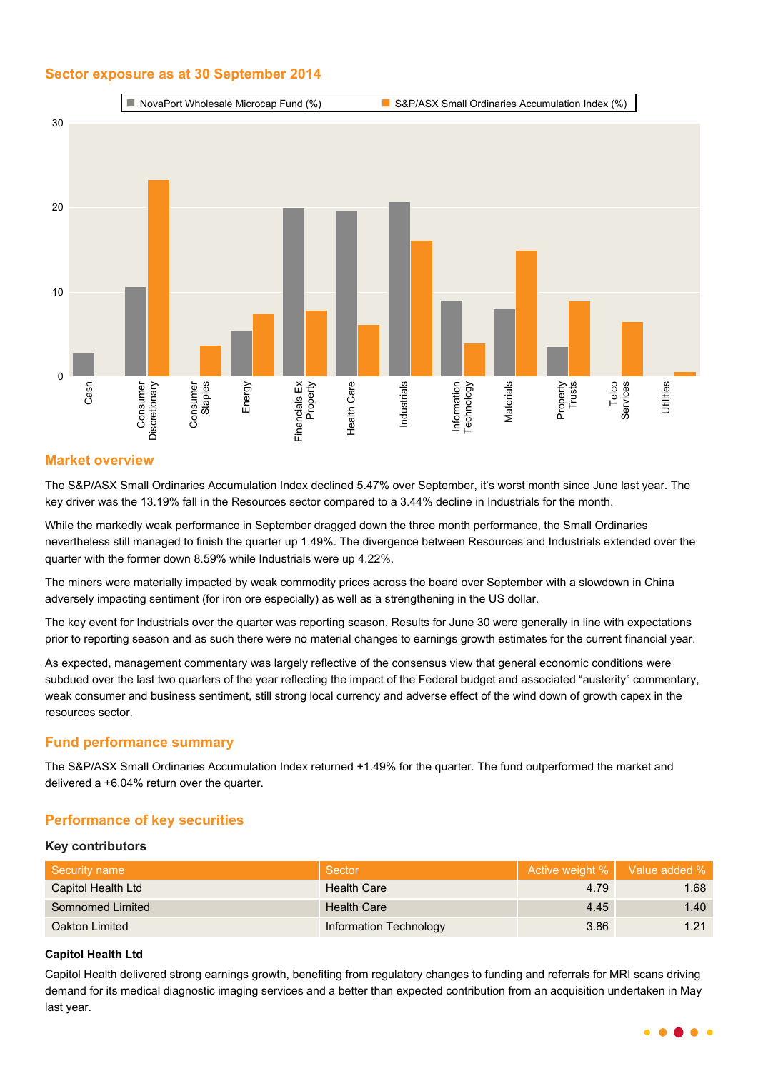## Sector exposure as at 30 September 2014

## Market overview

The S&P/ASX Small Ordinaries Accumulation Index declined 5.47% over September, it's worst month since June last year. The key driver was the 13.19% fall in the Resources sector compared to a 3.44% decline in Industrials for the month.

While the markedly weak performance in September dragged down the three month performance, the Small Ordinaries nevertheless still managed to finish the quarter up 1.49%. The divergence between Resources and Industrials extended over the quarter with the former down 8.59% while Industrials were up 4.22%.

The miners were materially impacted by weak commodity prices across the board over September with a slowdown in China adversely impacting sentiment (for iron ore especially) as well as a strengthening in the US dollar.

The key event for Industrials over the quarter was reporting season. Results for June 30 were generally in line with expectations prior to reporting season and as such there were no material changes to earnings growth estimates for the current financial year.

As expected, management commentary was largely reflective of the consensus view that general economic conditions were subdued over the last two quarters of the year reflecting the impact of the Federal budget and associated "austerity" commentary, weak consumer and business sentiment, still strong local currency and adverse effect of the wind down of growth capex in the resources sector.

## Fund performance summary

The S&P/ASX Small Ordinaries Accumulation Index returned +1.49% for the quarter. The fund outperformed the market and delivered a +6.04% return over the quarter.

## Performance of key securities

### Key contributors

| Security name | Sector | Active weight % | Value added % |
|---|---|---|---|
| Capitol Health Ltd | Health Care | 4.79 | 1.68 |
| Somnomed Limited | Health Care | 4.45 | 1.40 |
| Oakton Limited | Information Technology | 3.86 | 1.21 |

**Capitol Health Ltd**

Capitol Health delivered strong earnings growth, benefiting from regulatory changes to funding and referrals for MRI scans driving demand for its medical diagnostic imaging services and a better than expected contribution from an acquisition undertaken in May last year.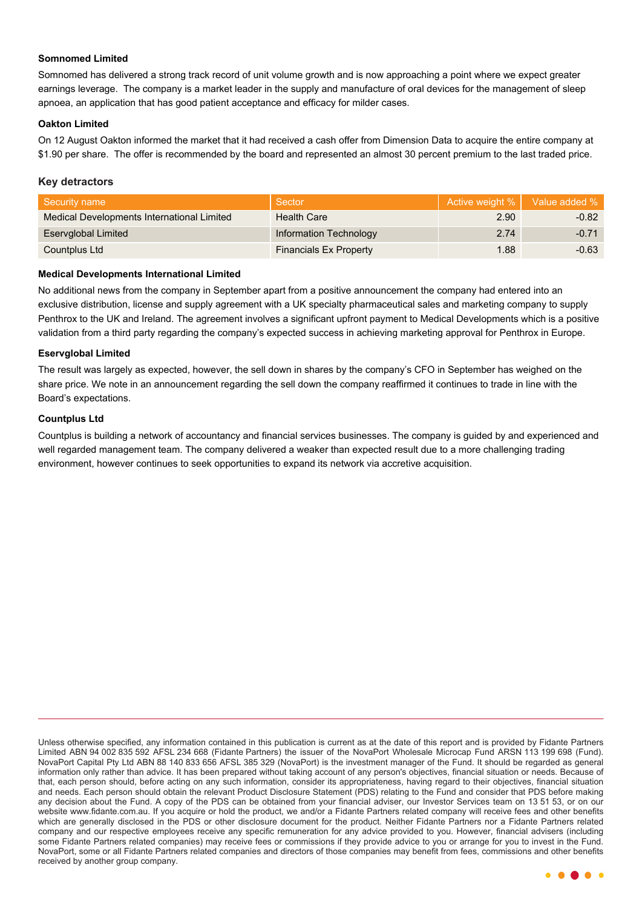**Somnomed Limited**

Somnomed has delivered a strong track record of unit volume growth and is now approaching a point where we expect greater earnings leverage. The company is a market leader in the supply and manufacture of oral devices for the management of sleep apnoea, an application that has good patient acceptance and efficacy for milder cases.

**Oakton Limited**

On 12 August Oakton informed the market that it had received a cash offer from Dimension Data to acquire the entire company at $1.90 per share. The offer is recommended by the board and represented an almost 30 percent premium to the last traded price.

## Key detractors

| Security name | Sector | Active weight % | Value added % |
|---|---|---|---|
| Medical Developments International Limited | Health Care | 2.90 | -0.82 |
| Eservglobal Limited | Information Technology | 2.74 | -0.71 |
| Countplus Ltd | Financials Ex Property | 1.88 | -0.63 |

**Medical Developments International Limited**

No additional news from the company in September apart from a positive announcement the company had entered into an exclusive distribution, license and supply agreement with a UK specialty pharmaceutical sales and marketing company to supply Penthrox to the UK and Ireland. The agreement involves a significant upfront payment to Medical Developments which is a positive validation from a third party regarding the company's expected success in achieving marketing approval for Penthrox in Europe.

**Eservglobal Limited**

The result was largely as expected, however, the sell down in shares by the company's CFO in September has weighed on the share price. We note in an announcement regarding the sell down the company reaffirmed it continues to trade in line with the Board's expectations.

**Countplus Ltd**

Countplus is building a network of accountancy and financial services businesses. The company is guided by and experienced and well regarded management team. The company delivered a weaker than expected result due to a more challenging trading environment, however continues to seek opportunities to expand its network via accretive acquisition.

---

Unless otherwise specified, any information contained in this publication is current as at the date of this report and is provided by Fidante Partners Limited ABN 94 002 835 592 AFSL 234 668 (Fidante Partners) the issuer of the NovaPort Wholesale Microcap Fund ARSN 113 199 698 (Fund). NovaPort Capital Pty Ltd ABN 88 140 833 656 AFSL 385 329 (NovaPort) is the investment manager of the Fund. It should be regarded as general information only rather than advice. It has been prepared without taking account of any person's objectives, financial situation or needs. Because of that, each person should, before acting on any such information, consider its appropriateness, having regard to their objectives, financial situation and needs. Each person should obtain the relevant Product Disclosure Statement (PDS) relating to the Fund and consider that PDS before making any decision about the Fund. A copy of the PDS can be obtained from your financial adviser, our Investor Services team on 13 51 53, or on our website www.fidante.com.au. If you acquire or hold the product, we and/or a Fidante Partners related company will receive fees and other benefits which are generally disclosed in the PDS or other disclosure document for the product. Neither Fidante Partners nor a Fidante Partners related company and our respective employees receive any specific remuneration for any advice provided to you. However, financial advisers (including some Fidante Partners related companies) may receive fees or commissions if they provide advice to you or arrange for you to invest in the Fund. NovaPort, some or all Fidante Partners related companies and directors of those companies may benefit from fees, commissions and other benefits received by another group company.